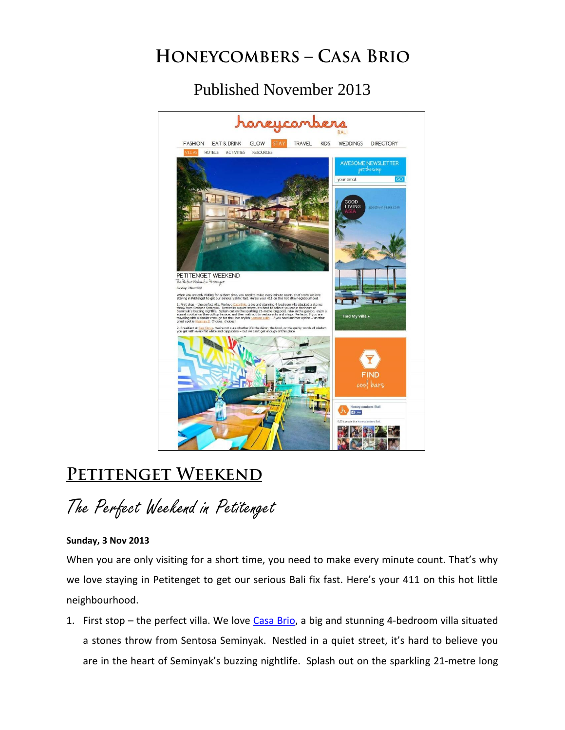# Honeycombers – Casa Brio

Published November 2013

## Petitenget Weekend

*The Perfect Weekend in Petitenget*

**Sunday, 3 Nov 2013**

When you are only visiting for a short time, you need to make every minute count. That's why we love staying in Petitenget to get our serious Bali fix fast. Here's your 411 on this hot little neighbourhood.

1. First stop – the perfect villa. We love [Casa Brio](), a big and stunning 4-bedroom villa situated a stones throw from Sentosa Seminyak. Nestled in a quiet street, it's hard to believe you are in the heart of Seminyak's buzzing nightlife. Splash out on the sparkling 21-metre long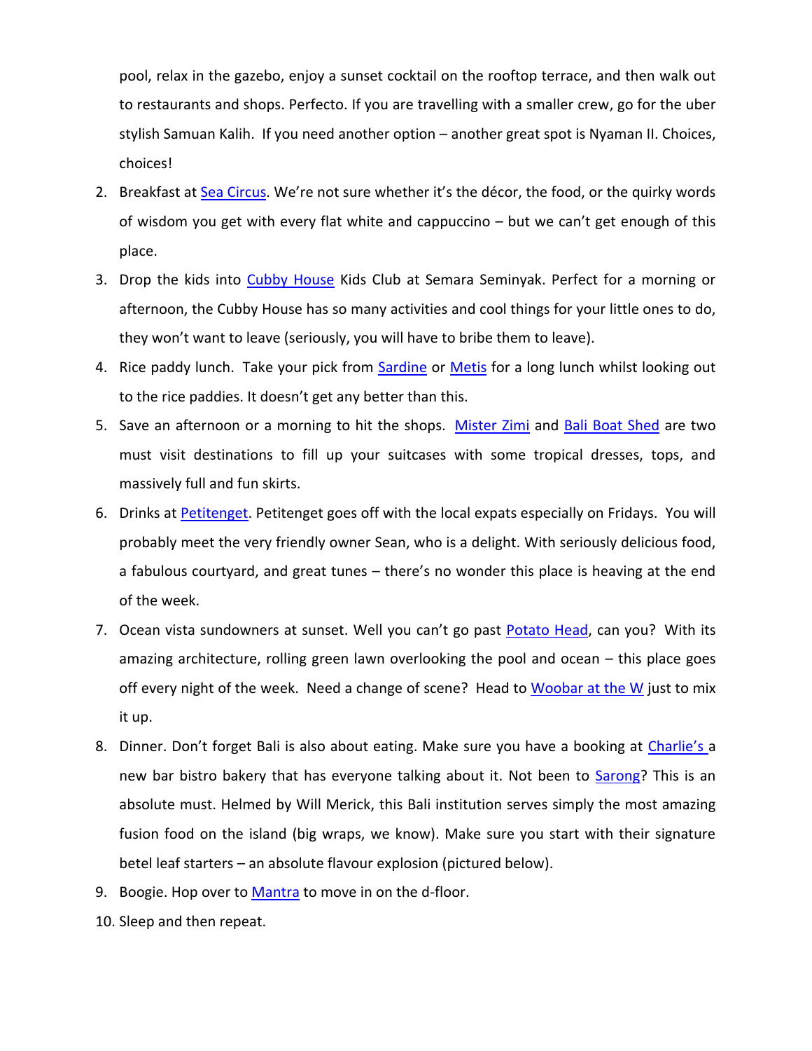pool, relax in the gazebo, enjoy a sunset cocktail on the rooftop terrace, and then walk out to restaurants and shops. Perfecto. If you are travelling with a smaller crew, go for the uber stylish Samuan Kalih. If you need another option – another great spot is Nyaman II. Choices, choices!

2. Breakfast at Sea Circus. We're not sure whether it's the décor, the food, or the quirky words of wisdom you get with every flat white and cappuccino – but we can't get enough of this place.
3. Drop the kids into Cubby House Kids Club at Semara Seminyak. Perfect for a morning or afternoon, the Cubby House has so many activities and cool things for your little ones to do, they won't want to leave (seriously, you will have to bribe them to leave).
4. Rice paddy lunch. Take your pick from Sardine or Metis for a long lunch whilst looking out to the rice paddies. It doesn't get any better than this.
5. Save an afternoon or a morning to hit the shops. Mister Zimi and Bali Boat Shed are two must visit destinations to fill up your suitcases with some tropical dresses, tops, and massively full and fun skirts.
6. Drinks at Petitenget. Petitenget goes off with the local expats especially on Fridays. You will probably meet the very friendly owner Sean, who is a delight. With seriously delicious food, a fabulous courtyard, and great tunes – there's no wonder this place is heaving at the end of the week.
7. Ocean vista sundowners at sunset. Well you can't go past Potato Head, can you? With its amazing architecture, rolling green lawn overlooking the pool and ocean – this place goes off every night of the week. Need a change of scene? Head to Woobar at the W just to mix it up.
8. Dinner. Don't forget Bali is also about eating. Make sure you have a booking at Charlie's a new bar bistro bakery that has everyone talking about it. Not been to Sarong? This is an absolute must. Helmed by Will Merick, this Bali institution serves simply the most amazing fusion food on the island (big wraps, we know). Make sure you start with their signature betel leaf starters – an absolute flavour explosion (pictured below).
9. Boogie. Hop over to Mantra to move in on the d-floor.
10. Sleep and then repeat.